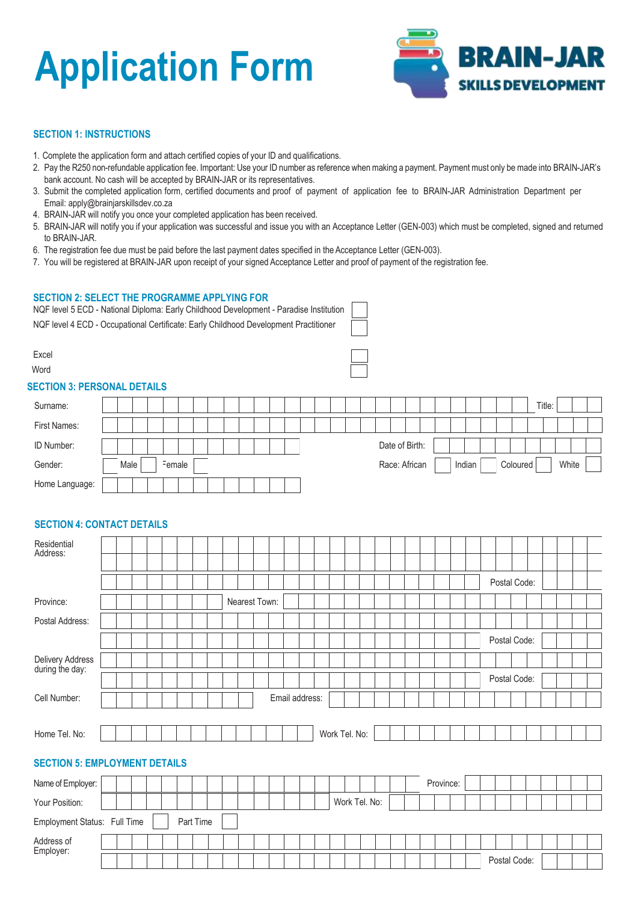# Application Form

**BRAIN-JAR SKILLS DEVELOPMENT**

## SECTION 1: INSTRUCTIONS

1. Complete the application form and attach certified copies of your ID and qualifications.
2. Pay the R250 non-refundable application fee. Important: Use your ID number as reference when making a payment. Payment must only be made into BRAIN-JAR's bank account. No cash will be accepted by BRAIN-JAR or its representatives.
3. Submit the completed application form, certified documents and proof of payment of application fee to BRAIN-JAR Administration Department per Email: apply@brainjarskillsdev.co.za
4. BRAIN-JAR will notify you once your completed application has been received.
5. BRAIN-JAR will notify you if your application was successful and issue you with an Acceptance Letter (GEN-003) which must be completed, signed and returned to BRAIN-JAR.
6. The registration fee due must be paid before the last payment dates specified in the Acceptance Letter (GEN-003).
7. You will be registered at BRAIN-JAR upon receipt of your signed Acceptance Letter and proof of payment of the registration fee.

## SECTION 2: SELECT THE PROGRAMME APPLYING FOR

- NQF level 5 ECD - National Diploma: Early Childhood Development - Paradise Institution ☐
- NQF level 4 ECD - Occupational Certificate: Early Childhood Development Practitioner ☐
- Excel ☐
- Word ☐

## SECTION 3: PERSONAL DETAILS

Surname: ______________________ Title: ______

First Names: ______________________

ID Number: ______________________ Date of Birth: ______________________

Gender: Male ☐ Female ☐ Race: African ☐ Indian ☐ Coloured ☐ White ☐

Home Language: ______________________

## SECTION 4: CONTACT DETAILS

Residential Address: ______________________

______________________

______________________ Postal Code: ______

Province: ______________________ Nearest Town: ______________________

Postal Address: ______________________

______________________ Postal Code: ______

Delivery Address during the day: ______________________

______________________ Postal Code: ______

Cell Number: ______________________ Email address: ______________________

Home Tel. No: ______________________ Work Tel. No: ______________________

## SECTION 5: EMPLOYMENT DETAILS

Name of Employer: ______________________ Province: ______________________

Your Position: ______________________ Work Tel. No: ______________________

Employment Status: Full Time ☐ Part Time ☐

Address of Employer: ______________________

______________________ Postal Code: ______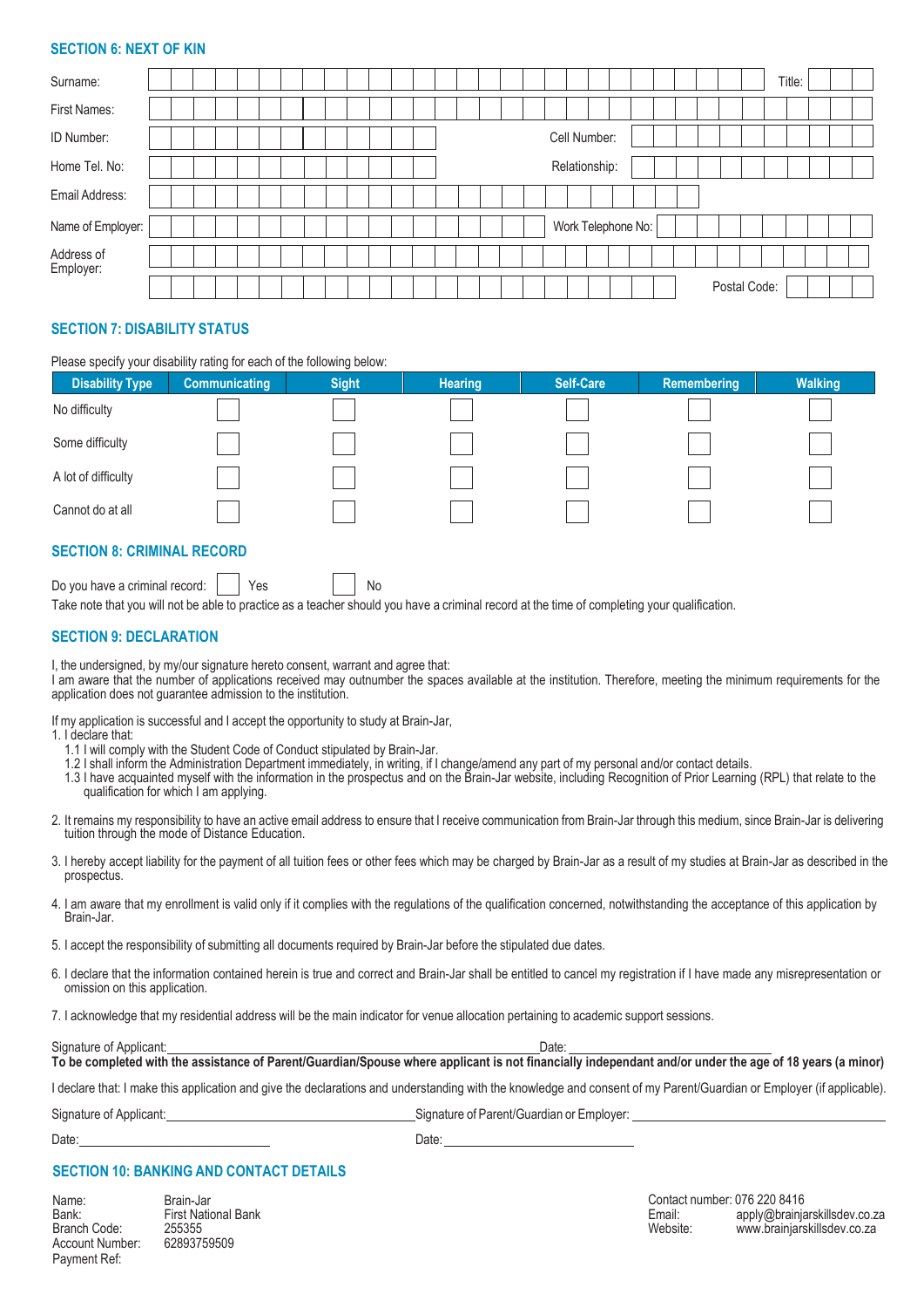## SECTION 6: NEXT OF KIN

Surname: Title:

First Names:

ID Number: Cell Number:

Home Tel. No: Relationship:

Email Address:

Name of Employer: Work Telephone No:

Address of Employer:

Postal Code:

## SECTION 7: DISABILITY STATUS

Please specify your disability rating for each of the following below:

| Disability Type | Communicating | Sight | Hearing | Self-Care | Remembering | Walking |
|---|---|---|---|---|---|---|
| No difficulty | ☐ | ☐ | ☐ | ☐ | ☐ | ☐ |
| Some difficulty | ☐ | ☐ | ☐ | ☐ | ☐ | ☐ |
| A lot of difficulty | ☐ | ☐ | ☐ | ☐ | ☐ | ☐ |
| Cannot do at all | ☐ | ☐ | ☐ | ☐ | ☐ | ☐ |

## SECTION 8: CRIMINAL RECORD

Do you have a criminal record: ☐ Yes ☐ No

Take note that you will not be able to practice as a teacher should you have a criminal record at the time of completing your qualification.

## SECTION 9: DECLARATION

I, the undersigned, by my/our signature hereto consent, warrant and agree that:
I am aware that the number of applications received may outnumber the spaces available at the institution. Therefore, meeting the minimum requirements for the application does not guarantee admission to the institution.

If my application is successful and I accept the opportunity to study at Brain-Jar,

1. I declare that:
   - 1.1 I will comply with the Student Code of Conduct stipulated by Brain-Jar.
   - 1.2 I shall inform the Administration Department immediately, in writing, if I change/amend any part of my personal and/or contact details.
   - 1.3 I have acquainted myself with the information in the prospectus and on the Brain-Jar website, including Recognition of Prior Learning (RPL) that relate to the qualification for which I am applying.
2. It remains my responsibility to have an active email address to ensure that I receive communication from Brain-Jar through this medium, since Brain-Jar is delivering tuition through the mode of Distance Education.
3. I hereby accept liability for the payment of all tuition fees or other fees which may be charged by Brain-Jar as a result of my studies at Brain-Jar as described in the prospectus.
4. I am aware that my enrollment is valid only if it complies with the regulations of the qualification concerned, notwithstanding the acceptance of this application by Brain-Jar.
5. I accept the responsibility of submitting all documents required by Brain-Jar before the stipulated due dates.
6. I declare that the information contained herein is true and correct and Brain-Jar shall be entitled to cancel my registration if I have made any misrepresentation or omission on this application.
7. I acknowledge that my residential address will be the main indicator for venue allocation pertaining to academic support sessions.

Signature of Applicant:\_\_\_\_\_\_\_\_\_\_\_\_\_\_\_\_\_\_\_\_ Date:\_\_\_\_\_\_\_\_\_\_\_\_\_\_\_\_\_\_\_\_

**To be completed with the assistance of Parent/Guardian/Spouse where applicant is not financially independant and/or under the age of 18 years (a minor)**

I declare that: I make this application and give the declarations and understanding with the knowledge and consent of my Parent/Guardian or Employer (if applicable).

Signature of Applicant:\_\_\_\_\_\_\_\_\_\_\_\_\_\_\_\_\_\_\_\_ Signature of Parent/Guardian or Employer:\_\_\_\_\_\_\_\_\_\_\_\_\_\_\_\_\_\_\_\_

Date:\_\_\_\_\_\_\_\_\_\_\_\_\_\_\_\_\_\_\_\_ Date:\_\_\_\_\_\_\_\_\_\_\_\_\_\_\_\_\_\_\_\_

## SECTION 10: BANKING AND CONTACT DETAILS

Name: Brain-Jar
Bank: First National Bank
Branch Code: 255355
Account Number: 62893759509
Payment Ref:

Contact number: 076 220 8416
Email: apply@brainjarskillsdev.co.za
Website: www.brainjarskillsdev.co.za